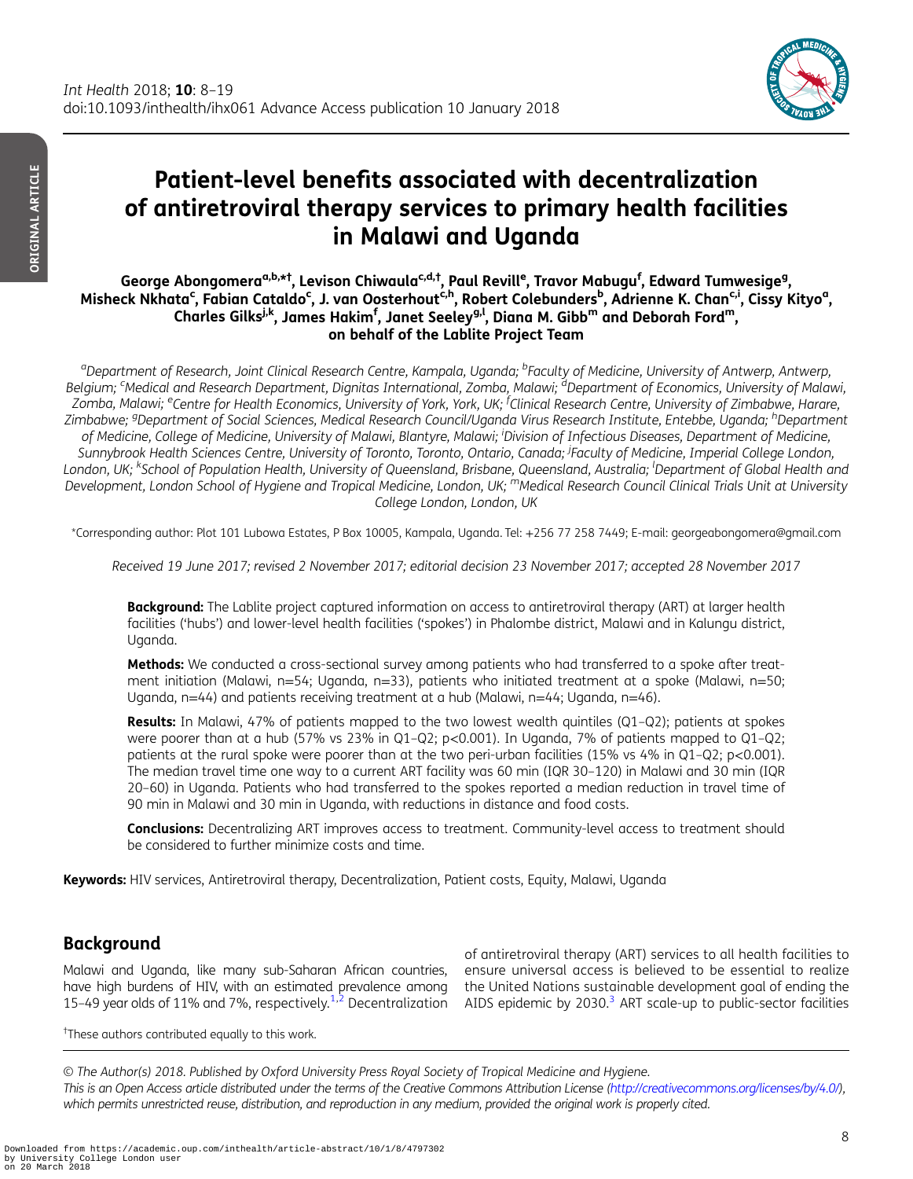# Patient-level benefits associated with decentralization of antiretroviral therapy services to primary health facilities in Malawi and Uganda

**George Abongomera[a,b,*,†], Levison Chiwaula[c,d,†], Paul Revill[e], Travor Mabugu[f], Edward Tumwesige[g], Misheck Nkhata[c], Fabian Cataldo[c], J. van Oosterhout[c,h], Robert Colebunders[b], Adrienne K. Chan[c,i], Cissy Kityo[a], Charles Gilks[j,k], James Hakim[f], Janet Seeley[g,l], Diana M. Gibb[m] and Deborah Ford[m], on behalf of the Lablite Project Team**

[a]*Department of Research, Joint Clinical Research Centre, Kampala, Uganda;* [b]*Faculty of Medicine, University of Antwerp, Antwerp, Belgium;* [c]*Medical and Research Department, Dignitas International, Zomba, Malawi;* [d]*Department of Economics, University of Malawi, Zomba, Malawi;* [e]*Centre for Health Economics, University of York, York, UK;* [f]*Clinical Research Centre, University of Zimbabwe, Harare, Zimbabwe;* [g]*Department of Social Sciences, Medical Research Council/Uganda Virus Research Institute, Entebbe, Uganda;* [h]*Department of Medicine, College of Medicine, University of Malawi, Blantyre, Malawi;* [i]*Division of Infectious Diseases, Department of Medicine, Sunnybrook Health Sciences Centre, University of Toronto, Toronto, Ontario, Canada;* [j]*Faculty of Medicine, Imperial College London, London, UK;* [k]*School of Population Health, University of Queensland, Brisbane, Queensland, Australia;* [l]*Department of Global Health and Development, London School of Hygiene and Tropical Medicine, London, UK;* [m]*Medical Research Council Clinical Trials Unit at University College London, London, UK*

*Corresponding author: Plot 101 Lubowa Estates, P Box 10005, Kampala, Uganda. Tel: +256 77 258 7449; E-mail: georgeabongomera@gmail.com

*Received 19 June 2017; revised 2 November 2017; editorial decision 23 November 2017; accepted 28 November 2017*

**Background:** The Lablite project captured information on access to antiretroviral therapy (ART) at larger health facilities ('hubs') and lower-level health facilities ('spokes') in Phalombe district, Malawi and in Kalungu district, Uganda.

**Methods:** We conducted a cross-sectional survey among patients who had transferred to a spoke after treatment initiation (Malawi, n=54; Uganda, n=33), patients who initiated treatment at a spoke (Malawi, n=50; Uganda, n=44) and patients receiving treatment at a hub (Malawi, n=44; Uganda, n=46).

**Results:** In Malawi, 47% of patients mapped to the two lowest wealth quintiles (Q1–Q2); patients at spokes were poorer than at a hub (57% vs 23% in Q1–Q2; p<0.001). In Uganda, 7% of patients mapped to Q1–Q2; patients at the rural spoke were poorer than at the two peri-urban facilities (15% vs 4% in Q1–Q2; p<0.001). The median travel time one way to a current ART facility was 60 min (IQR 30–120) in Malawi and 30 min (IQR 20–60) in Uganda. Patients who had transferred to the spokes reported a median reduction in travel time of 90 min in Malawi and 30 min in Uganda, with reductions in distance and food costs.

**Conclusions:** Decentralizing ART improves access to treatment. Community-level access to treatment should be considered to further minimize costs and time.

**Keywords:** HIV services, Antiretroviral therapy, Decentralization, Patient costs, Equity, Malawi, Uganda

## Background

Malawi and Uganda, like many sub-Saharan African countries, have high burdens of HIV, with an estimated prevalence among 15–49 year olds of 11% and 7%, respectively.[1,2] Decentralization of antiretroviral therapy (ART) services to all health facilities to ensure universal access is believed to be essential to realize the United Nations sustainable development goal of ending the AIDS epidemic by 2030.[3] ART scale-up to public-sector facilities

†These authors contributed equally to this work.

© The Author(s) 2018. Published by Oxford University Press Royal Society of Tropical Medicine and Hygiene.
This is an Open Access article distributed under the terms of the Creative Commons Attribution License (http://creativecommons.org/licenses/by/4.0/), which permits unrestricted reuse, distribution, and reproduction in any medium, provided the original work is properly cited.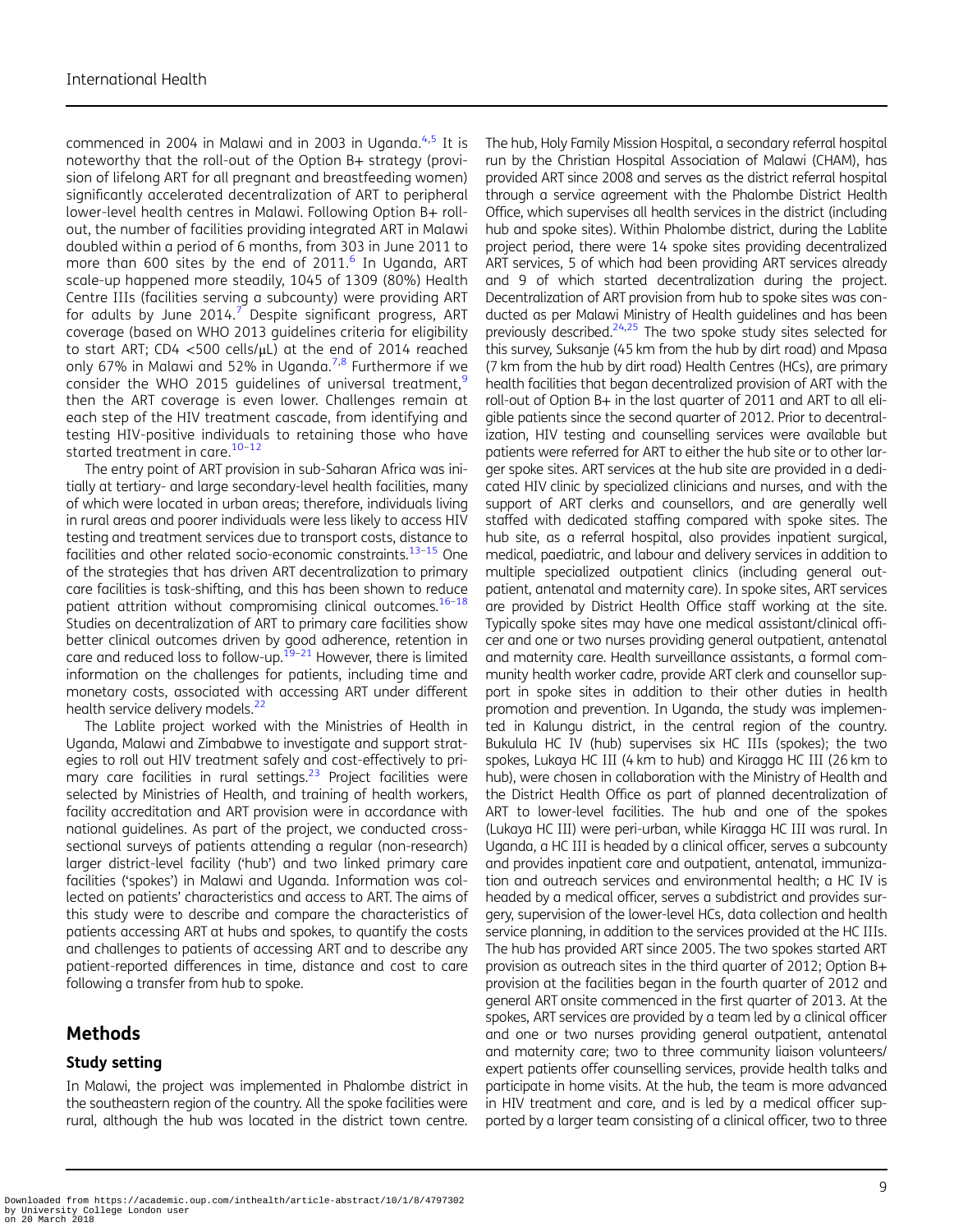commenced in 2004 in Malawi and in 2003 in Uganda.[4,5] It is noteworthy that the roll-out of the Option B+ strategy (provision of lifelong ART for all pregnant and breastfeeding women) significantly accelerated decentralization of ART to peripheral lower-level health centres in Malawi. Following Option B+ roll-out, the number of facilities providing integrated ART in Malawi doubled within a period of 6 months, from 303 in June 2011 to more than 600 sites by the end of 2011.[6] In Uganda, ART scale-up happened more steadily, 1045 of 1309 (80%) Health Centre IIIs (facilities serving a subcounty) were providing ART for adults by June 2014.[7] Despite significant progress, ART coverage (based on WHO 2013 guidelines criteria for eligibility to start ART; CD4 <500 cells/μL) at the end of 2014 reached only 67% in Malawi and 52% in Uganda.[7,8] Furthermore if we consider the WHO 2015 guidelines of universal treatment,[9] then the ART coverage is even lower. Challenges remain at each step of the HIV treatment cascade, from identifying and testing HIV-positive individuals to retaining those who have started treatment in care.[10–12]

The entry point of ART provision in sub-Saharan Africa was initially at tertiary- and large secondary-level health facilities, many of which were located in urban areas; therefore, individuals living in rural areas and poorer individuals were less likely to access HIV testing and treatment services due to transport costs, distance to facilities and other related socio-economic constraints.[13–15] One of the strategies that has driven ART decentralization to primary care facilities is task-shifting, and this has been shown to reduce patient attrition without compromising clinical outcomes.[16–18] Studies on decentralization of ART to primary care facilities show better clinical outcomes driven by good adherence, retention in care and reduced loss to follow-up.[19–21] However, there is limited information on the challenges for patients, including time and monetary costs, associated with accessing ART under different health service delivery models.[22]

The Lablite project worked with the Ministries of Health in Uganda, Malawi and Zimbabwe to investigate and support strategies to roll out HIV treatment safely and cost-effectively to primary care facilities in rural settings.[23] Project facilities were selected by Ministries of Health, and training of health workers, facility accreditation and ART provision were in accordance with national guidelines. As part of the project, we conducted cross-sectional surveys of patients attending a regular (non-research) larger district-level facility ('hub') and two linked primary care facilities ('spokes') in Malawi and Uganda. Information was collected on patients' characteristics and access to ART. The aims of this study were to describe and compare the characteristics of patients accessing ART at hubs and spokes, to quantify the costs and challenges to patients of accessing ART and to describe any patient-reported differences in time, distance and cost to care following a transfer from hub to spoke.

## Methods

### Study setting

In Malawi, the project was implemented in Phalombe district in the southeastern region of the country. All the spoke facilities were rural, although the hub was located in the district town centre. The hub, Holy Family Mission Hospital, a secondary referral hospital run by the Christian Hospital Association of Malawi (CHAM), has provided ART since 2008 and serves as the district referral hospital through a service agreement with the Phalombe District Health Office, which supervises all health services in the district (including hub and spoke sites). Within Phalombe district, during the Lablite project period, there were 14 spoke sites providing decentralized ART services, 5 of which had been providing ART services already and 9 of which started decentralization during the project. Decentralization of ART provision from hub to spoke sites was conducted as per Malawi Ministry of Health guidelines and has been previously described.[24,25] The two spoke study sites selected for this survey, Suksanje (45 km from the hub by dirt road) and Mpasa (7 km from the hub by dirt road) Health Centres (HCs), are primary health facilities that began decentralized provision of ART with the roll-out of Option B+ in the last quarter of 2011 and ART to all eligible patients since the second quarter of 2012. Prior to decentralization, HIV testing and counselling services were available but patients were referred for ART to either the hub site or to other larger spoke sites. ART services at the hub site are provided in a dedicated HIV clinic by specialized clinicians and nurses, and with the support of ART clerks and counsellors, and are generally well staffed with dedicated staffing compared with spoke sites. The hub site, as a referral hospital, also provides inpatient surgical, medical, paediatric, and labour and delivery services in addition to multiple specialized outpatient clinics (including general outpatient, antenatal and maternity care). In spoke sites, ART services are provided by District Health Office staff working at the site. Typically spoke sites may have one medical assistant/clinical officer and one or two nurses providing general outpatient, antenatal and maternity care. Health surveillance assistants, a formal community health worker cadre, provide ART clerk and counsellor support in spoke sites in addition to their other duties in health promotion and prevention. In Uganda, the study was implemented in Kalungu district, in the central region of the country. Bukulula HC IV (hub) supervises six HC IIIs (spokes); the two spokes, Lukaya HC III (4 km to hub) and Kiragga HC III (26 km to hub), were chosen in collaboration with the Ministry of Health and the District Health Office as part of planned decentralization of ART to lower-level facilities. The hub and one of the spokes (Lukaya HC III) were peri-urban, while Kiragga HC III was rural. In Uganda, a HC III is headed by a clinical officer, serves a subcounty and provides inpatient care and outpatient, antenatal, immunization and outreach services and environmental health; a HC IV is headed by a medical officer, serves a subdistrict and provides surgery, supervision of the lower-level HCs, data collection and health service planning, in addition to the services provided at the HC IIIs. The hub has provided ART since 2005. The two spokes started ART provision as outreach sites in the third quarter of 2012; Option B+ provision at the facilities began in the fourth quarter of 2012 and general ART onsite commenced in the first quarter of 2013. At the spokes, ART services are provided by a team led by a clinical officer and one or two nurses providing general outpatient, antenatal and maternity care; two to three community liaison volunteers/expert patients offer counselling services, provide health talks and participate in home visits. At the hub, the team is more advanced in HIV treatment and care, and is led by a medical officer supported by a larger team consisting of a clinical officer, two to three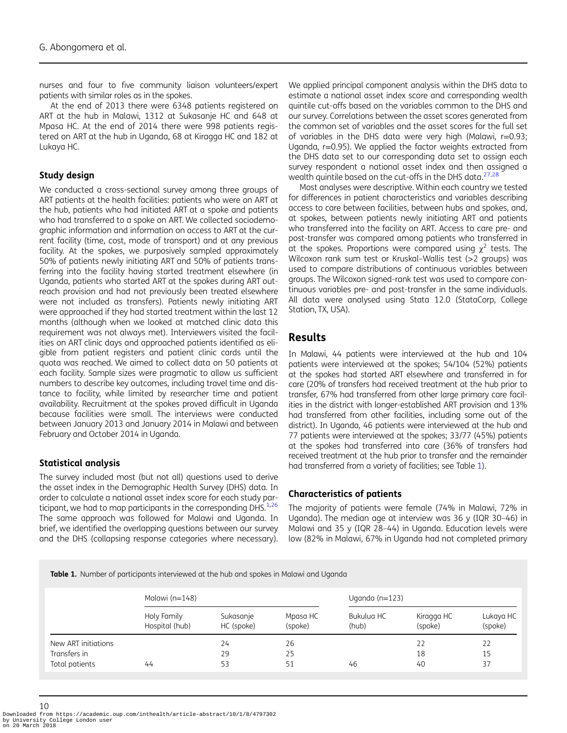nurses and four to five community liaison volunteers/expert patients with similar roles as in the spokes.

At the end of 2013 there were 6348 patients registered on ART at the hub in Malawi, 1312 at Sukasanje HC and 648 at Mpasa HC. At the end of 2014 there were 998 patients registered on ART at the hub in Uganda, 68 at Kiragga HC and 182 at Lukaya HC.

### Study design

We conducted a cross-sectional survey among three groups of ART patients at the health facilities: patients who were on ART at the hub, patients who had initiated ART at a spoke and patients who had transferred to a spoke on ART. We collected sociodemographic information and information on access to ART at the current facility (time, cost, mode of transport) and at any previous facility. At the spokes, we purposively sampled approximately 50% of patients newly initiating ART and 50% of patients transferring into the facility having started treatment elsewhere (in Uganda, patients who started ART at the spokes during ART outreach provision and had not previously been treated elsewhere were not included as transfers). Patients newly initiating ART were approached if they had started treatment within the last 12 months (although when we looked at matched clinic data this requirement was not always met). Interviewers visited the facilities on ART clinic days and approached patients identified as eligible from patient registers and patient clinic cards until the quota was reached. We aimed to collect data on 50 patients at each facility. Sample sizes were pragmatic to allow us sufficient numbers to describe key outcomes, including travel time and distance to facility, while limited by researcher time and patient availability. Recruitment at the spokes proved difficult in Uganda because facilities were small. The interviews were conducted between January 2013 and January 2014 in Malawi and between February and October 2014 in Uganda.

### Statistical analysis

The survey included most (but not all) questions used to derive the asset index in the Demographic Health Survey (DHS) data. In order to calculate a national asset index score for each study participant, we had to map participants in the corresponding DHS.[1,26] The same approach was followed for Malawi and Uganda. In brief, we identified the overlapping questions between our survey and the DHS (collapsing response categories where necessary). We applied principal component analysis within the DHS data to estimate a national asset index score and corresponding wealth quintile cut-offs based on the variables common to the DHS and our survey. Correlations between the asset scores generated from the common set of variables and the asset scores for the full set of variables in the DHS data were very high (Malawi, r=0.93; Uganda, r=0.95). We applied the factor weights extracted from the DHS data set to our corresponding data set to assign each survey respondent a national asset index and then assigned a wealth quintile based on the cut-offs in the DHS data.[27,28]

Most analyses were descriptive. Within each country we tested for differences in patient characteristics and variables describing access to care between facilities, between hubs and spokes, and, at spokes, between patients newly initiating ART and patients who transferred into the facility on ART. Access to care pre- and post-transfer was compared among patients who transferred in at the spokes. Proportions were compared using $\chi^2$ tests. The Wilcoxon rank sum test or Kruskal–Wallis test (>2 groups) was used to compare distributions of continuous variables between groups. The Wilcoxon signed-rank test was used to compare continuous variables pre- and post-transfer in the same individuals. All data were analysed using Stata 12.0 (StataCorp, College Station, TX, USA).

## Results

In Malawi, 44 patients were interviewed at the hub and 104 patients were interviewed at the spokes; 54/104 (52%) patients at the spokes had started ART elsewhere and transferred in for care (20% of transfers had received treatment at the hub prior to transfer, 67% had transferred from other large primary care facilities in the district with longer-established ART provision and 13% had transferred from other facilities, including some out of the district). In Uganda, 46 patients were interviewed at the hub and 77 patients were interviewed at the spokes; 33/77 (45%) patients at the spokes had transferred into care (36% of transfers had received treatment at the hub prior to transfer and the remainder had transferred from a variety of facilities; see Table 1).

### Characteristics of patients

The majority of patients were female (74% in Malawi, 72% in Uganda). The median age at interview was 36 y (IQR 30–46) in Malawi and 35 y (IQR 28–44) in Uganda. Education levels were low (82% in Malawi, 67% in Uganda had not completed primary

**Table 1.** Number of participants interviewed at the hub and spokes in Malawi and Uganda

| | Malawi (n=148) | | | Uganda (n=123) | | |
|---|---|---|---|---|---|---|
| | Holy Family Hospital (hub) | Sukasanje HC (spoke) | Mpasa HC (spoke) | Bukulua HC (hub) | Kiragga HC (spoke) | Lukaya HC (spoke) |
| New ART initiations | | 24 | 26 | | 22 | 22 |
| Transfers in | | 29 | 25 | | 18 | 15 |
| Total patients | 44 | 53 | 51 | 46 | 40 | 37 |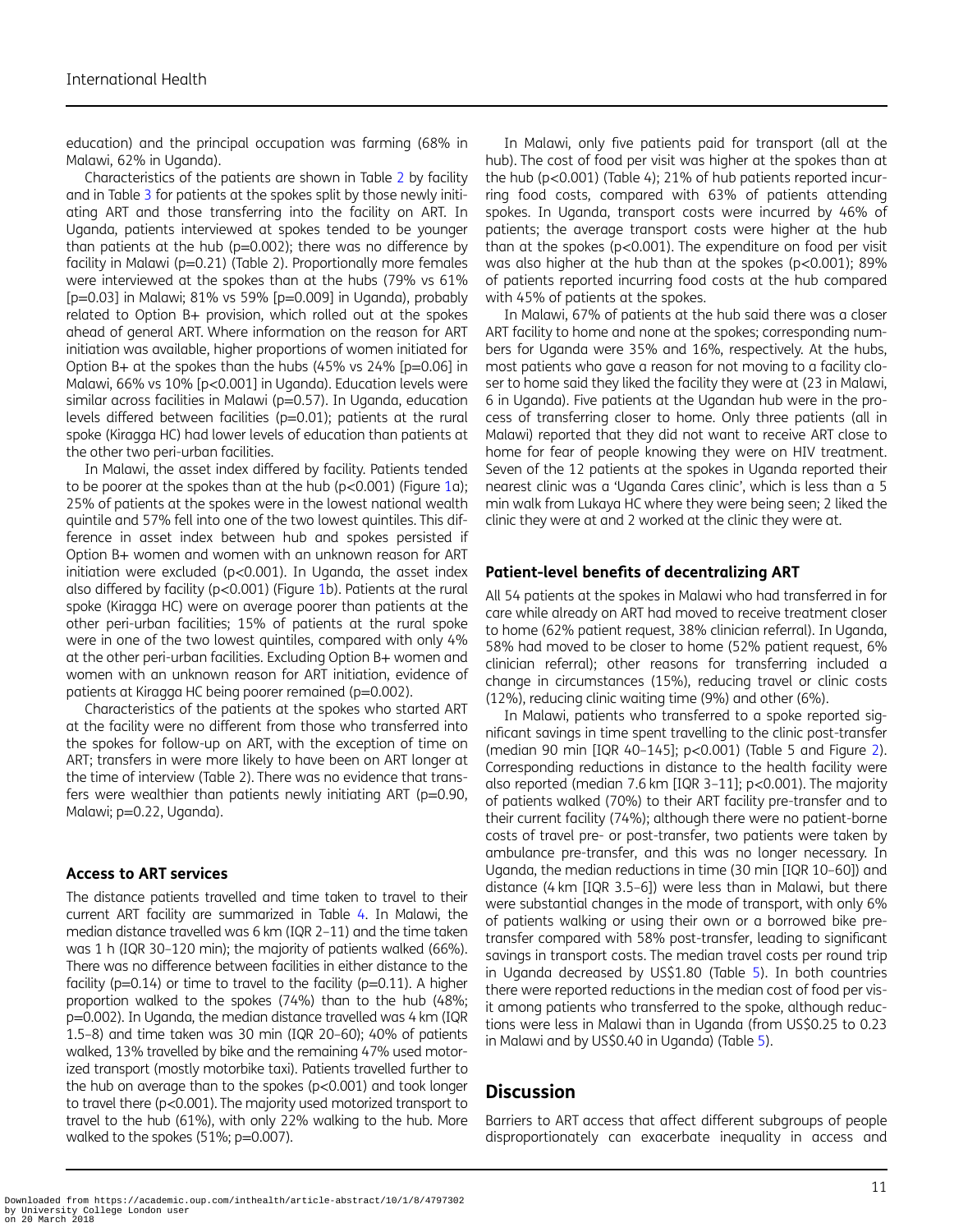education) and the principal occupation was farming (68% in Malawi, 62% in Uganda).

Characteristics of the patients are shown in Table 2 by facility and in Table 3 for patients at the spokes split by those newly initiating ART and those transferring into the facility on ART. In Uganda, patients interviewed at spokes tended to be younger than patients at the hub (p=0.002); there was no difference by facility in Malawi (p=0.21) (Table 2). Proportionally more females were interviewed at the spokes than at the hubs (79% vs 61% [p=0.03] in Malawi; 81% vs 59% [p=0.009] in Uganda), probably related to Option B+ provision, which rolled out at the spokes ahead of general ART. Where information on the reason for ART initiation was available, higher proportions of women initiated for Option B+ at the spokes than the hubs (45% vs 24% [p=0.06] in Malawi, 66% vs 10% [p<0.001] in Uganda). Education levels were similar across facilities in Malawi (p=0.57). In Uganda, education levels differed between facilities (p=0.01); patients at the rural spoke (Kiragga HC) had lower levels of education than patients at the other two peri-urban facilities.

In Malawi, the asset index differed by facility. Patients tended to be poorer at the spokes than at the hub (p<0.001) (Figure 1a); 25% of patients at the spokes were in the lowest national wealth quintile and 57% fell into one of the two lowest quintiles. This difference in asset index between hub and spokes persisted if Option B+ women and women with an unknown reason for ART initiation were excluded (p<0.001). In Uganda, the asset index also differed by facility (p<0.001) (Figure 1b). Patients at the rural spoke (Kiragga HC) were on average poorer than patients at the other peri-urban facilities; 15% of patients at the rural spoke were in one of the two lowest quintiles, compared with only 4% at the other peri-urban facilities. Excluding Option B+ women and women with an unknown reason for ART initiation, evidence of patients at Kiragga HC being poorer remained (p=0.002).

Characteristics of the patients at the spokes who started ART at the facility were no different from those who transferred into the spokes for follow-up on ART, with the exception of time on ART; transfers in were more likely to have been on ART longer at the time of interview (Table 2). There was no evidence that transfers were wealthier than patients newly initiating ART (p=0.90, Malawi; p=0.22, Uganda).

### Access to ART services

The distance patients travelled and time taken to travel to their current ART facility are summarized in Table 4. In Malawi, the median distance travelled was 6 km (IQR 2–11) and the time taken was 1 h (IQR 30–120 min); the majority of patients walked (66%). There was no difference between facilities in either distance to the facility (p=0.14) or time to travel to the facility (p=0.11). A higher proportion walked to the spokes (74%) than to the hub (48%; p=0.002). In Uganda, the median distance travelled was 4 km (IQR 1.5–8) and time taken was 30 min (IQR 20–60); 40% of patients walked, 13% travelled by bike and the remaining 47% used motorized transport (mostly motorbike taxi). Patients travelled further to the hub on average than to the spokes (p<0.001) and took longer to travel there (p<0.001). The majority used motorized transport to travel to the hub (61%), with only 22% walking to the hub. More walked to the spokes (51%; p=0.007).

In Malawi, only five patients paid for transport (all at the hub). The cost of food per visit was higher at the spokes than at the hub (p<0.001) (Table 4); 21% of hub patients reported incurring food costs, compared with 63% of patients attending spokes. In Uganda, transport costs were incurred by 46% of patients; the average transport costs were higher at the hub than at the spokes (p<0.001). The expenditure on food per visit was also higher at the hub than at the spokes (p<0.001); 89% of patients reported incurring food costs at the hub compared with 45% of patients at the spokes.

In Malawi, 67% of patients at the hub said there was a closer ART facility to home and none at the spokes; corresponding numbers for Uganda were 35% and 16%, respectively. At the hubs, most patients who gave a reason for not moving to a facility closer to home said they liked the facility they were at (23 in Malawi, 6 in Uganda). Five patients at the Ugandan hub were in the process of transferring closer to home. Only three patients (all in Malawi) reported that they did not want to receive ART close to home for fear of people knowing they were on HIV treatment. Seven of the 12 patients at the spokes in Uganda reported their nearest clinic was a 'Uganda Cares clinic', which is less than a 5 min walk from Lukaya HC where they were being seen; 2 liked the clinic they were at and 2 worked at the clinic they were at.

### Patient-level benefits of decentralizing ART

All 54 patients at the spokes in Malawi who had transferred in for care while already on ART had moved to receive treatment closer to home (62% patient request, 38% clinician referral). In Uganda, 58% had moved to be closer to home (52% patient request, 6% clinician referral); other reasons for transferring included a change in circumstances (15%), reducing travel or clinic costs (12%), reducing clinic waiting time (9%) and other (6%).

In Malawi, patients who transferred to a spoke reported significant savings in time spent travelling to the clinic post-transfer (median 90 min [IQR 40–145]; p<0.001) (Table 5 and Figure 2). Corresponding reductions in distance to the health facility were also reported (median 7.6 km [IQR 3–11]; p<0.001). The majority of patients walked (70%) to their ART facility pre-transfer and to their current facility (74%); although there were no patient-borne costs of travel pre- or post-transfer, two patients were taken by ambulance pre-transfer, and this was no longer necessary. In Uganda, the median reductions in time (30 min [IQR 10–60]) and distance (4 km [IQR 3.5–6]) were less than in Malawi, but there were substantial changes in the mode of transport, with only 6% of patients walking or using their own or a borrowed bike pre-transfer compared with 58% post-transfer, leading to significant savings in transport costs. The median travel costs per round trip in Uganda decreased by US$1.80 (Table 5). In both countries there were reported reductions in the median cost of food per visit among patients who transferred to the spoke, although reductions were less in Malawi than in Uganda (from US$0.25 to 0.23 in Malawi and by US$0.40 in Uganda) (Table 5).

## Discussion

Barriers to ART access that affect different subgroups of people disproportionately can exacerbate inequality in access and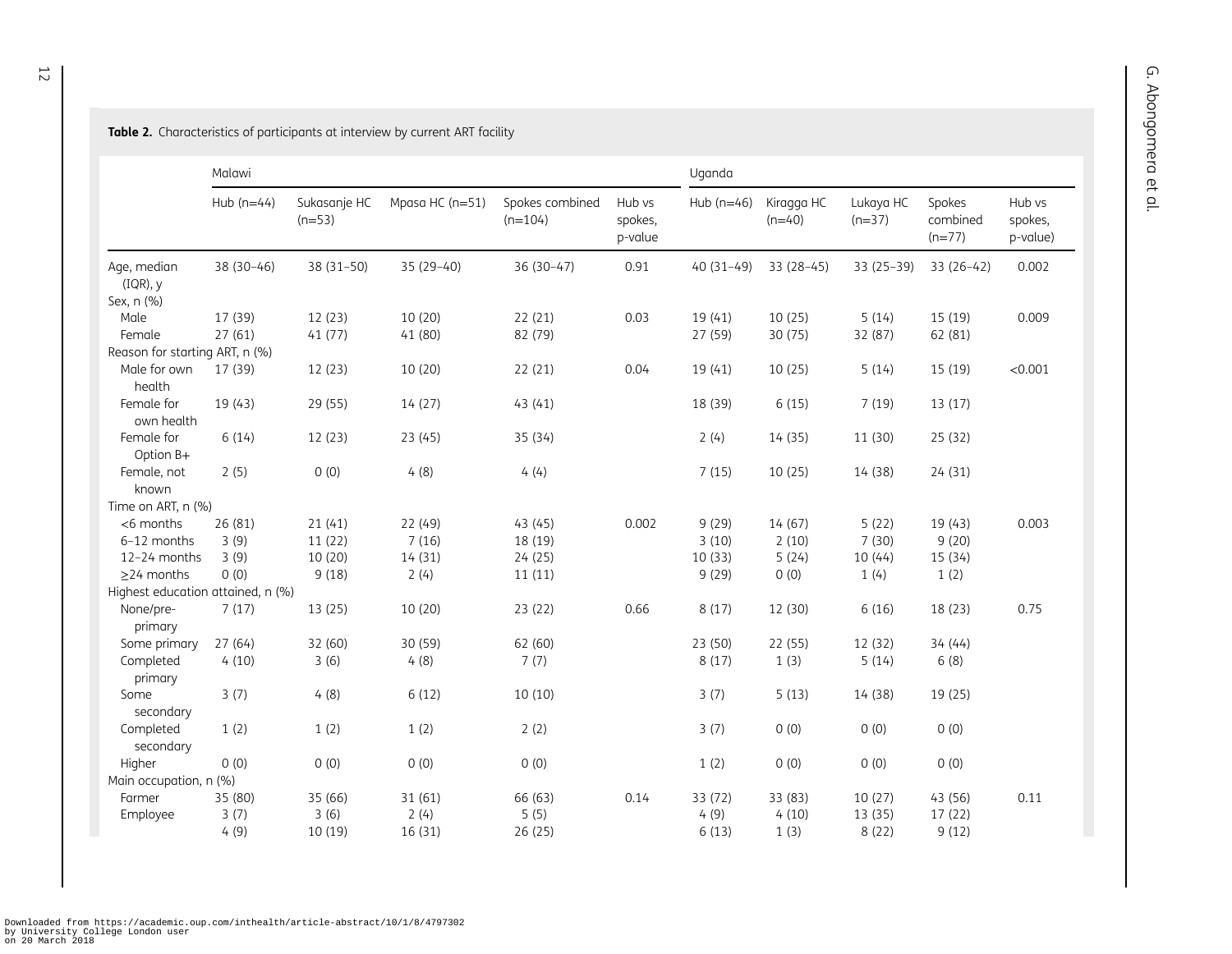**Table 2.** Characteristics of participants at interview by current ART facility

| | Malawi | | | | | Uganda | | | | |
|---|---|---|---|---|---|---|---|---|---|---|
| | Hub (n=44) | Sukasanje HC (n=53) | Mpasa HC (n=51) | Spokes combined (n=104) | Hub vs spokes, p-value | Hub (n=46) | Kiragga HC (n=40) | Lukaya HC (n=37) | Spokes combined (n=77) | Hub vs spokes, p-value) |
| Age, median (IQR), y | 38 (30–46) | 38 (31–50) | 35 (29–40) | 36 (30–47) | 0.91 | 40 (31–49) | 33 (28–45) | 33 (25–39) | 33 (26–42) | 0.002 |
| Sex, n (%) | | | | | | | | | | |
| Male | 17 (39) | 12 (23) | 10 (20) | 22 (21) | 0.03 | 19 (41) | 10 (25) | 5 (14) | 15 (19) | 0.009 |
| Female | 27 (61) | 41 (77) | 41 (80) | 82 (79) | | 27 (59) | 30 (75) | 32 (87) | 62 (81) | |
| Reason for starting ART, n (%) | | | | | | | | | | |
| Male for own health | 17 (39) | 12 (23) | 10 (20) | 22 (21) | 0.04 | 19 (41) | 10 (25) | 5 (14) | 15 (19) | <0.001 |
| Female for own health | 19 (43) | 29 (55) | 14 (27) | 43 (41) | | 18 (39) | 6 (15) | 7 (19) | 13 (17) | |
| Female for Option B+ | 6 (14) | 12 (23) | 23 (45) | 35 (34) | | 2 (4) | 14 (35) | 11 (30) | 25 (32) | |
| Female, not known | 2 (5) | 0 (0) | 4 (8) | 4 (4) | | 7 (15) | 10 (25) | 14 (38) | 24 (31) | |
| Time on ART, n (%) | | | | | | | | | | |
| <6 months | 26 (81) | 21 (41) | 22 (49) | 43 (45) | 0.002 | 9 (29) | 14 (67) | 5 (22) | 19 (43) | 0.003 |
| 6–12 months | 3 (9) | 11 (22) | 7 (16) | 18 (19) | | 3 (10) | 2 (10) | 7 (30) | 9 (20) | |
| 12–24 months | 3 (9) | 10 (20) | 14 (31) | 24 (25) | | 10 (33) | 5 (24) | 10 (44) | 15 (34) | |
| ≥24 months | 0 (0) | 9 (18) | 2 (4) | 11 (11) | | 9 (29) | 0 (0) | 1 (4) | 1 (2) | |
| Highest education attained, n (%) | | | | | | | | | | |
| None/pre-primary | 7 (17) | 13 (25) | 10 (20) | 23 (22) | 0.66 | 8 (17) | 12 (30) | 6 (16) | 18 (23) | 0.75 |
| Some primary | 27 (64) | 32 (60) | 30 (59) | 62 (60) | | 23 (50) | 22 (55) | 12 (32) | 34 (44) | |
| Completed primary | 4 (10) | 3 (6) | 4 (8) | 7 (7) | | 8 (17) | 1 (3) | 5 (14) | 6 (8) | |
| Some secondary | 3 (7) | 4 (8) | 6 (12) | 10 (10) | | 3 (7) | 5 (13) | 14 (38) | 19 (25) | |
| Completed secondary | 1 (2) | 1 (2) | 1 (2) | 2 (2) | | 3 (7) | 0 (0) | 0 (0) | 0 (0) | |
| Higher | 0 (0) | 0 (0) | 0 (0) | 0 (0) | | 1 (2) | 0 (0) | 0 (0) | 0 (0) | |
| Main occupation, n (%) | | | | | | | | | | |
| Farmer | 35 (80) | 35 (66) | 31 (61) | 66 (63) | 0.14 | 33 (72) | 33 (83) | 10 (27) | 43 (56) | 0.11 |
| Employee | 3 (7) | 3 (6) | 2 (4) | 5 (5) | | 4 (9) | 4 (10) | 13 (35) | 17 (22) | |
| | 4 (9) | 10 (19) | 16 (31) | 26 (25) | | 6 (13) | 1 (3) | 8 (22) | 9 (12) | |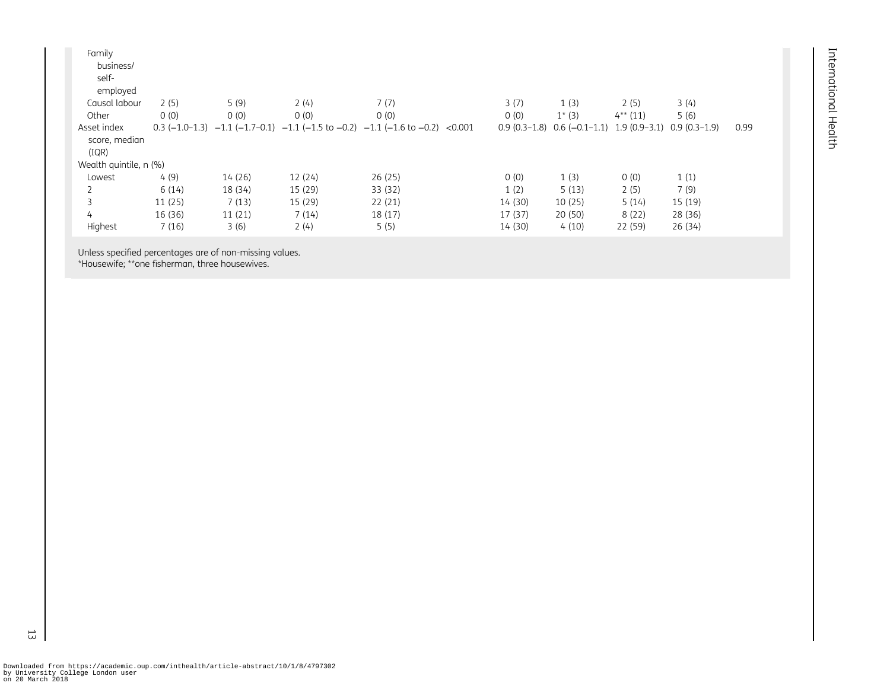| | | | | | | | | | | |
|---|---|---|---|---|---|---|---|---|---|---|
| Family business/ self-employed | | | | | | | | | | |
| Causal labour | 2 (5) | 5 (9) | 2 (4) | 7 (7) | | 3 (7) | 1 (3) | 2 (5) | 3 (4) | |
| Other | 0 (0) | 0 (0) | 0 (0) | 0 (0) | | 0 (0) | 1* (3) | 4** (11) | 5 (6) | |
| Asset index score, median (IQR) | 0.3 (−1.0–1.3) | −1.1 (−1.7–0.1) | −1.1 (−1.5 to −0.2) | −1.1 (−1.6 to −0.2) | <0.001 | 0.9 (0.3–1.8) | 0.6 (−0.1–1.1) | 1.9 (0.9–3.1) | 0.9 (0.3–1.9) | 0.99 |
| Wealth quintile, n (%) | | | | | | | | | | |
| Lowest | 4 (9) | 14 (26) | 12 (24) | 26 (25) | | 0 (0) | 1 (3) | 0 (0) | 1 (1) | |
| 2 | 6 (14) | 18 (34) | 15 (29) | 33 (32) | | 1 (2) | 5 (13) | 2 (5) | 7 (9) | |
| 3 | 11 (25) | 7 (13) | 15 (29) | 22 (21) | | 14 (30) | 10 (25) | 5 (14) | 15 (19) | |
| 4 | 16 (36) | 11 (21) | 7 (14) | 18 (17) | | 17 (37) | 20 (50) | 8 (22) | 28 (36) | |
| Highest | 7 (16) | 3 (6) | 2 (4) | 5 (5) | | 14 (30) | 4 (10) | 22 (59) | 26 (34) | |

Unless specified percentages are of non-missing values.
*Housewife; **one fisherman, three housewives.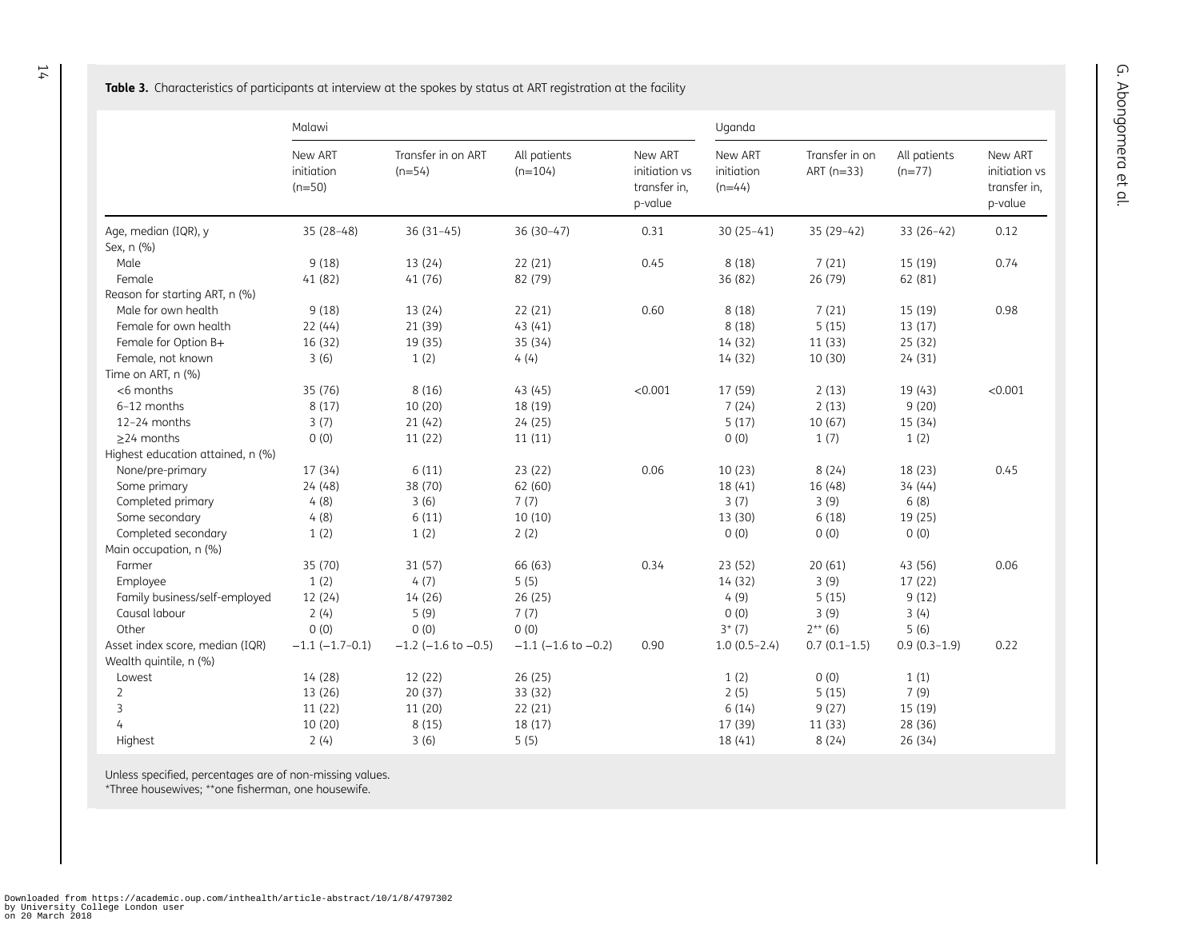**Table 3.** Characteristics of participants at interview at the spokes by status at ART registration at the facility

| | Malawi | | | | Uganda | | | |
|---|---|---|---|---|---|---|---|---|
| | New ART initiation (n=50) | Transfer in on ART (n=54) | All patients (n=104) | New ART initiation vs transfer in, p-value | New ART initiation (n=44) | Transfer in on ART (n=33) | All patients (n=77) | New ART initiation vs transfer in, p-value |
| Age, median (IQR), y | 35 (28–48) | 36 (31–45) | 36 (30–47) | 0.31 | 30 (25–41) | 35 (29–42) | 33 (26–42) | 0.12 |
| Sex, n (%) | | | | | | | | |
| Male | 9 (18) | 13 (24) | 22 (21) | 0.45 | 8 (18) | 7 (21) | 15 (19) | 0.74 |
| Female | 41 (82) | 41 (76) | 82 (79) | | 36 (82) | 26 (79) | 62 (81) | |
| Reason for starting ART, n (%) | | | | | | | | |
| Male for own health | 9 (18) | 13 (24) | 22 (21) | 0.60 | 8 (18) | 7 (21) | 15 (19) | 0.98 |
| Female for own health | 22 (44) | 21 (39) | 43 (41) | | 8 (18) | 5 (15) | 13 (17) | |
| Female for Option B+ | 16 (32) | 19 (35) | 35 (34) | | 14 (32) | 11 (33) | 25 (32) | |
| Female, not known | 3 (6) | 1 (2) | 4 (4) | | 14 (32) | 10 (30) | 24 (31) | |
| Time on ART, n (%) | | | | | | | | |
| <6 months | 35 (76) | 8 (16) | 43 (45) | <0.001 | 17 (59) | 2 (13) | 19 (43) | <0.001 |
| 6–12 months | 8 (17) | 10 (20) | 18 (19) | | 7 (24) | 2 (13) | 9 (20) | |
| 12–24 months | 3 (7) | 21 (42) | 24 (25) | | 5 (17) | 10 (67) | 15 (34) | |
| ≥24 months | 0 (0) | 11 (22) | 11 (11) | | 0 (0) | 1 (7) | 1 (2) | |
| Highest education attained, n (%) | | | | | | | | |
| None/pre-primary | 17 (34) | 6 (11) | 23 (22) | 0.06 | 10 (23) | 8 (24) | 18 (23) | 0.45 |
| Some primary | 24 (48) | 38 (70) | 62 (60) | | 18 (41) | 16 (48) | 34 (44) | |
| Completed primary | 4 (8) | 3 (6) | 7 (7) | | 3 (7) | 3 (9) | 6 (8) | |
| Some secondary | 4 (8) | 6 (11) | 10 (10) | | 13 (30) | 6 (18) | 19 (25) | |
| Completed secondary | 1 (2) | 1 (2) | 2 (2) | | 0 (0) | 0 (0) | 0 (0) | |
| Main occupation, n (%) | | | | | | | | |
| Farmer | 35 (70) | 31 (57) | 66 (63) | 0.34 | 23 (52) | 20 (61) | 43 (56) | 0.06 |
| Employee | 1 (2) | 4 (7) | 5 (5) | | 14 (32) | 3 (9) | 17 (22) | |
| Family business/self-employed | 12 (24) | 14 (26) | 26 (25) | | 4 (9) | 5 (15) | 9 (12) | |
| Causal labour | 2 (4) | 5 (9) | 7 (7) | | 0 (0) | 3 (9) | 3 (4) | |
| Other | 0 (0) | 0 (0) | 0 (0) | | 3* (7) | 2** (6) | 5 (6) | |
| Asset index score, median (IQR) | −1.1 (−1.7–0.1) | −1.2 (−1.6 to −0.5) | −1.1 (−1.6 to −0.2) | 0.90 | 1.0 (0.5–2.4) | 0.7 (0.1–1.5) | 0.9 (0.3–1.9) | 0.22 |
| Wealth quintile, n (%) | | | | | | | | |
| Lowest | 14 (28) | 12 (22) | 26 (25) | | 1 (2) | 0 (0) | 1 (1) | |
| 2 | 13 (26) | 20 (37) | 33 (32) | | 2 (5) | 5 (15) | 7 (9) | |
| 3 | 11 (22) | 11 (20) | 22 (21) | | 6 (14) | 9 (27) | 15 (19) | |
| 4 | 10 (20) | 8 (15) | 18 (17) | | 17 (39) | 11 (33) | 28 (36) | |
| Highest | 2 (4) | 3 (6) | 5 (5) | | 18 (41) | 8 (24) | 26 (34) | |

Unless specified, percentages are of non-missing values.
*Three housewives; **one fisherman, one housewife.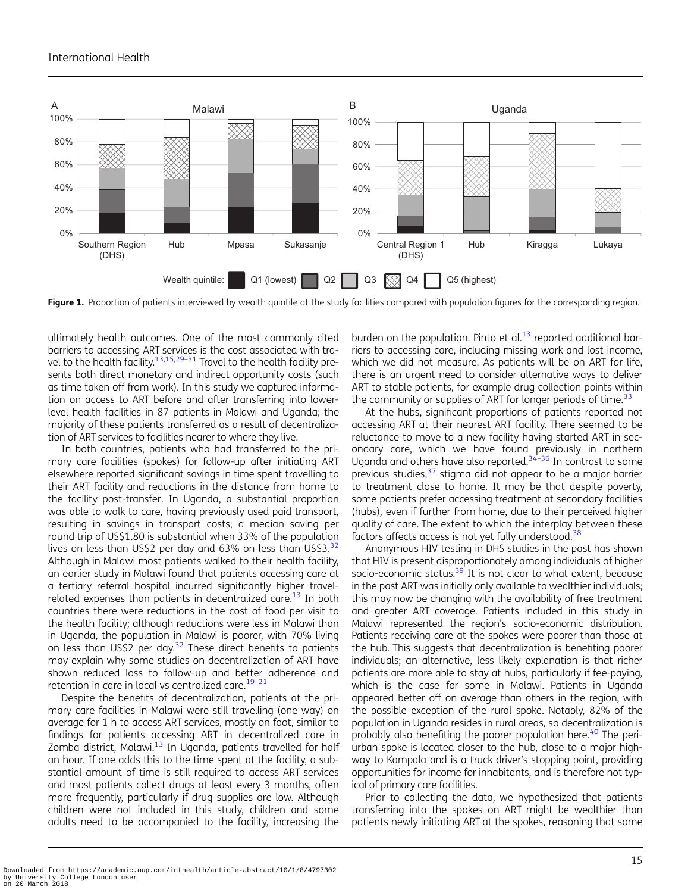Figure 1. Proportion of patients interviewed by wealth quintile at the study facilities compared with population figures for the corresponding region.

ultimately health outcomes. One of the most commonly cited barriers to accessing ART services is the cost associated with travel to the health facility.[13,15,29–31] Travel to the health facility presents both direct monetary and indirect opportunity costs (such as time taken off from work). In this study we captured information on access to ART before and after transferring into lower-level health facilities in 87 patients in Malawi and Uganda; the majority of these patients transferred as a result of decentralization of ART services to facilities nearer to where they live.

In both countries, patients who had transferred to the primary care facilities (spokes) for follow-up after initiating ART elsewhere reported significant savings in time spent travelling to their ART facility and reductions in the distance from home to the facility post-transfer. In Uganda, a substantial proportion was able to walk to care, having previously used paid transport, resulting in savings in transport costs; a median saving per round trip of US$1.80 is substantial when 33% of the population lives on less than US$2 per day and 63% on less than US$3.[32] Although in Malawi most patients walked to their health facility, an earlier study in Malawi found that patients accessing care at a tertiary referral hospital incurred significantly higher travel-related expenses than patients in decentralized care.[13] In both countries there were reductions in the cost of food per visit to the health facility; although reductions were less in Malawi than in Uganda, the population in Malawi is poorer, with 70% living on less than US$2 per day.[32] These direct benefits to patients may explain why some studies on decentralization of ART have shown reduced loss to follow-up and better adherence and retention in care in local vs centralized care.[19–21]

Despite the benefits of decentralization, patients at the primary care facilities in Malawi were still travelling (one way) on average for 1 h to access ART services, mostly on foot, similar to findings for patients accessing ART in decentralized care in Zomba district, Malawi.[13] In Uganda, patients travelled for half an hour. If one adds this to the time spent at the facility, a substantial amount of time is still required to access ART services and most patients collect drugs at least every 3 months, often more frequently, particularly if drug supplies are low. Although children were not included in this study, children and some adults need to be accompanied to the facility, increasing the burden on the population. Pinto et al.[13] reported additional barriers to accessing care, including missing work and lost income, which we did not measure. As patients will be on ART for life, there is an urgent need to consider alternative ways to deliver ART to stable patients, for example drug collection points within the community or supplies of ART for longer periods of time.[33]

At the hubs, significant proportions of patients reported not accessing ART at their nearest ART facility. There seemed to be reluctance to move to a new facility having started ART in secondary care, which we have found previously in northern Uganda and others have also reported.[34–36] In contrast to some previous studies,[37] stigma did not appear to be a major barrier to treatment close to home. It may be that despite poverty, some patients prefer accessing treatment at secondary facilities (hubs), even if further from home, due to their perceived higher quality of care. The extent to which the interplay between these factors affects access is not yet fully understood.[38]

Anonymous HIV testing in DHS studies in the past has shown that HIV is present disproportionately among individuals of higher socio-economic status.[39] It is not clear to what extent, because in the past ART was initially only available to wealthier individuals; this may now be changing with the availability of free treatment and greater ART coverage. Patients included in this study in Malawi represented the region's socio-economic distribution. Patients receiving care at the spokes were poorer than those at the hub. This suggests that decentralization is benefiting poorer individuals; an alternative, less likely explanation is that richer patients are more able to stay at hubs, particularly if fee-paying, which is the case for some in Malawi. Patients in Uganda appeared better off on average than others in the region, with the possible exception of the rural spoke. Notably, 82% of the population in Uganda resides in rural areas, so decentralization is probably also benefiting the poorer population here.[40] The peri-urban spoke is located closer to the hub, close to a major highway to Kampala and is a truck driver's stopping point, providing opportunities for income for inhabitants, and is therefore not typical of primary care facilities.

Prior to collecting the data, we hypothesized that patients transferring into the spokes on ART might be wealthier than patients newly initiating ART at the spokes, reasoning that some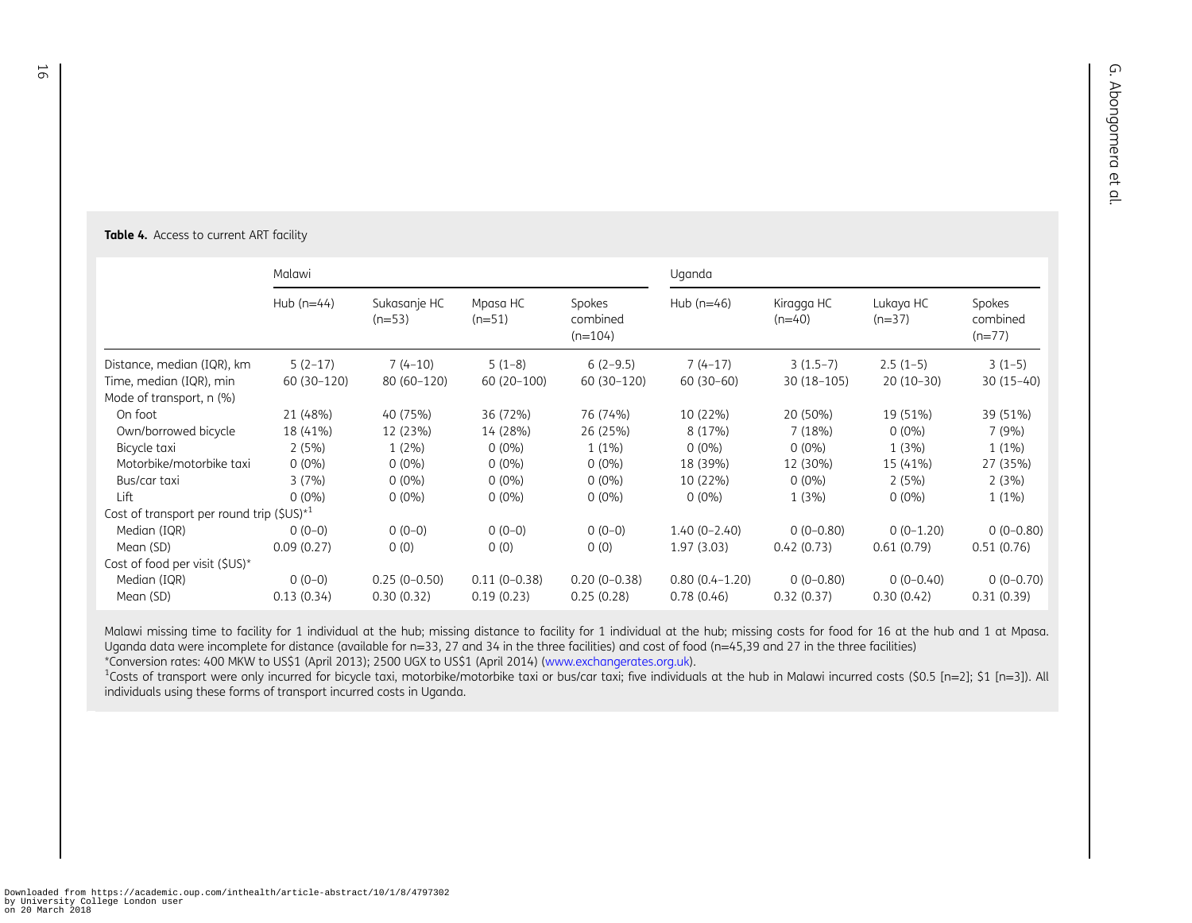**Table 4.** Access to current ART facility

| | Malawi | | | | Uganda | | | |
|---|---|---|---|---|---|---|---|---|
| | Hub (n=44) | Sukasanje HC (n=53) | Mpasa HC (n=51) | Spokes combined (n=104) | Hub (n=46) | Kiragga HC (n=40) | Lukaya HC (n=37) | Spokes combined (n=77) |
| Distance, median (IQR), km | 5 (2–17) | 7 (4–10) | 5 (1–8) | 6 (2–9.5) | 7 (4–17) | 3 (1.5–7) | 2.5 (1–5) | 3 (1–5) |
| Time, median (IQR), min | 60 (30–120) | 80 (60–120) | 60 (20–100) | 60 (30–120) | 60 (30–60) | 30 (18–105) | 20 (10–30) | 30 (15–40) |
| Mode of transport, n (%) | | | | | | | | |
| On foot | 21 (48%) | 40 (75%) | 36 (72%) | 76 (74%) | 10 (22%) | 20 (50%) | 19 (51%) | 39 (51%) |
| Own/borrowed bicycle | 18 (41%) | 12 (23%) | 14 (28%) | 26 (25%) | 8 (17%) | 7 (18%) | 0 (0%) | 7 (9%) |
| Bicycle taxi | 2 (5%) | 1 (2%) | 0 (0%) | 1 (1%) | 0 (0%) | 0 (0%) | 1 (3%) | 1 (1%) |
| Motorbike/motorbike taxi | 0 (0%) | 0 (0%) | 0 (0%) | 0 (0%) | 18 (39%) | 12 (30%) | 15 (41%) | 27 (35%) |
| Bus/car taxi | 3 (7%) | 0 (0%) | 0 (0%) | 0 (0%) | 10 (22%) | 0 (0%) | 2 (5%) | 2 (3%) |
| Lift | 0 (0%) | 0 (0%) | 0 (0%) | 0 (0%) | 0 (0%) | 1 (3%) | 0 (0%) | 1 (1%) |
| Cost of transport per round trip ($US)*[1] | | | | | | | | |
| Median (IQR) | 0 (0–0) | 0 (0–0) | 0 (0–0) | 0 (0–0) | 1.40 (0–2.40) | 0 (0–0.80) | 0 (0–1.20) | 0 (0–0.80) |
| Mean (SD) | 0.09 (0.27) | 0 (0) | 0 (0) | 0 (0) | 1.97 (3.03) | 0.42 (0.73) | 0.61 (0.79) | 0.51 (0.76) |
| Cost of food per visit ($US)* | | | | | | | | |
| Median (IQR) | 0 (0–0) | 0.25 (0–0.50) | 0.11 (0–0.38) | 0.20 (0–0.38) | 0.80 (0.4–1.20) | 0 (0–0.80) | 0 (0–0.40) | 0 (0–0.70) |
| Mean (SD) | 0.13 (0.34) | 0.30 (0.32) | 0.19 (0.23) | 0.25 (0.28) | 0.78 (0.46) | 0.32 (0.37) | 0.30 (0.42) | 0.31 (0.39) |

Malawi missing time to facility for 1 individual at the hub; missing distance to facility for 1 individual at the hub; missing costs for food for 16 at the hub and 1 at Mpasa. Uganda data were incomplete for distance (available for n=33, 27 and 34 in the three facilities) and cost of food (n=45,39 and 27 in the three facilities)

*Conversion rates: 400 MKW to US$1 (April 2013); 2500 UGX to US$1 (April 2014) (www.exchangerates.org.uk).

[1]Costs of transport were only incurred for bicycle taxi, motorbike/motorbike taxi or bus/car taxi; five individuals at the hub in Malawi incurred costs ($0.5 [n=2]; $1 [n=3]). All individuals using these forms of transport incurred costs in Uganda.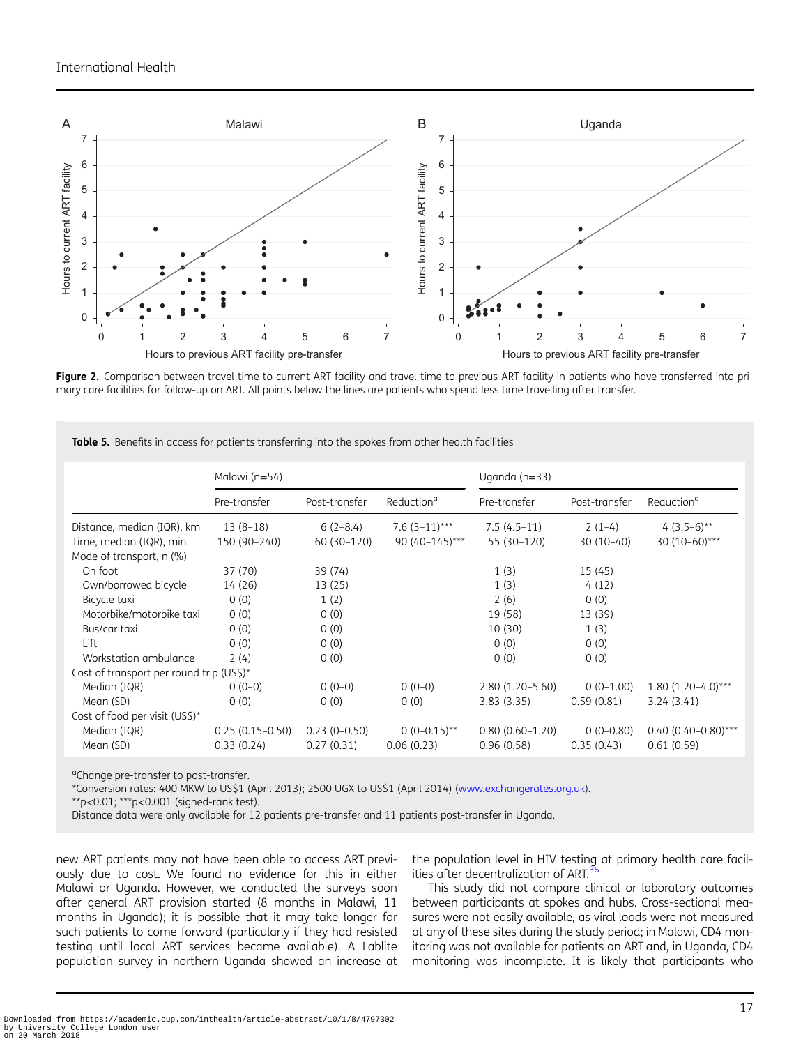**Figure 2.** Comparison between travel time to current ART facility and travel time to previous ART facility in patients who have transferred into primary care facilities for follow-up on ART. All points below the lines are patients who spend less time travelling after transfer.

**Table 5.** Benefits in access for patients transferring into the spokes from other health facilities

| | Malawi (n=54) | | | Uganda (n=33) | | |
|---|---|---|---|---|---|---|
| | Pre-transfer | Post-transfer | Reduction[a] | Pre-transfer | Post-transfer | Reduction[a] |
| Distance, median (IQR), km | 13 (8–18) | 6 (2–8.4) | 7.6 (3–11)*** | 7.5 (4.5–11) | 2 (1–4) | 4 (3.5–6)** |
| Time, median (IQR), min | 150 (90–240) | 60 (30–120) | 90 (40–145)*** | 55 (30–120) | 30 (10–40) | 30 (10–60)*** |
| Mode of transport, n (%) | | | | | | |
| On foot | 37 (70) | 39 (74) | | 1 (3) | 15 (45) | |
| Own/borrowed bicycle | 14 (26) | 13 (25) | | 1 (3) | 4 (12) | |
| Bicycle taxi | 0 (0) | 1 (2) | | 2 (6) | 0 (0) | |
| Motorbike/motorbike taxi | 0 (0) | 0 (0) | | 19 (58) | 13 (39) | |
| Bus/car taxi | 0 (0) | 0 (0) | | 10 (30) | 1 (3) | |
| Lift | 0 (0) | 0 (0) | | 0 (0) | 0 (0) | |
| Workstation ambulance | 2 (4) | 0 (0) | | 0 (0) | 0 (0) | |
| Cost of transport per round trip (US$)* | | | | | | |
| Median (IQR) | 0 (0–0) | 0 (0–0) | 0 (0–0) | 2.80 (1.20–5.60) | 0 (0–1.00) | 1.80 (1.20–4.0)*** |
| Mean (SD) | 0 (0) | 0 (0) | 0 (0) | 3.83 (3.35) | 0.59 (0.81) | 3.24 (3.41) |
| Cost of food per visit (US$)* | | | | | | |
| Median (IQR) | 0.25 (0.15–0.50) | 0.23 (0–0.50) | 0 (0–0.15)** | 0.80 (0.60–1.20) | 0 (0–0.80) | 0.40 (0.40–0.80)*** |
| Mean (SD) | 0.33 (0.24) | 0.27 (0.31) | 0.06 (0.23) | 0.96 (0.58) | 0.35 (0.43) | 0.61 (0.59) |

[a]Change pre-transfer to post-transfer.
*Conversion rates: 400 MKW to US$1 (April 2013); 2500 UGX to US$1 (April 2014) (www.exchangerates.org.uk).
**p<0.01; ***p<0.001 (signed-rank test).
Distance data were only available for 12 patients pre-transfer and 11 patients post-transfer in Uganda.

new ART patients may not have been able to access ART previously due to cost. We found no evidence for this in either Malawi or Uganda. However, we conducted the surveys soon after general ART provision started (8 months in Malawi, 11 months in Uganda); it is possible that it may take longer for such patients to come forward (particularly if they had resisted testing until local ART services became available). A Lablite population survey in northern Uganda showed an increase at the population level in HIV testing at primary health care facilities after decentralization of ART.[36]

This study did not compare clinical or laboratory outcomes between participants at spokes and hubs. Cross-sectional measures were not easily available, as viral loads were not measured at any of these sites during the study period; in Malawi, CD4 monitoring was not available for patients on ART and, in Uganda, CD4 monitoring was incomplete. It is likely that participants who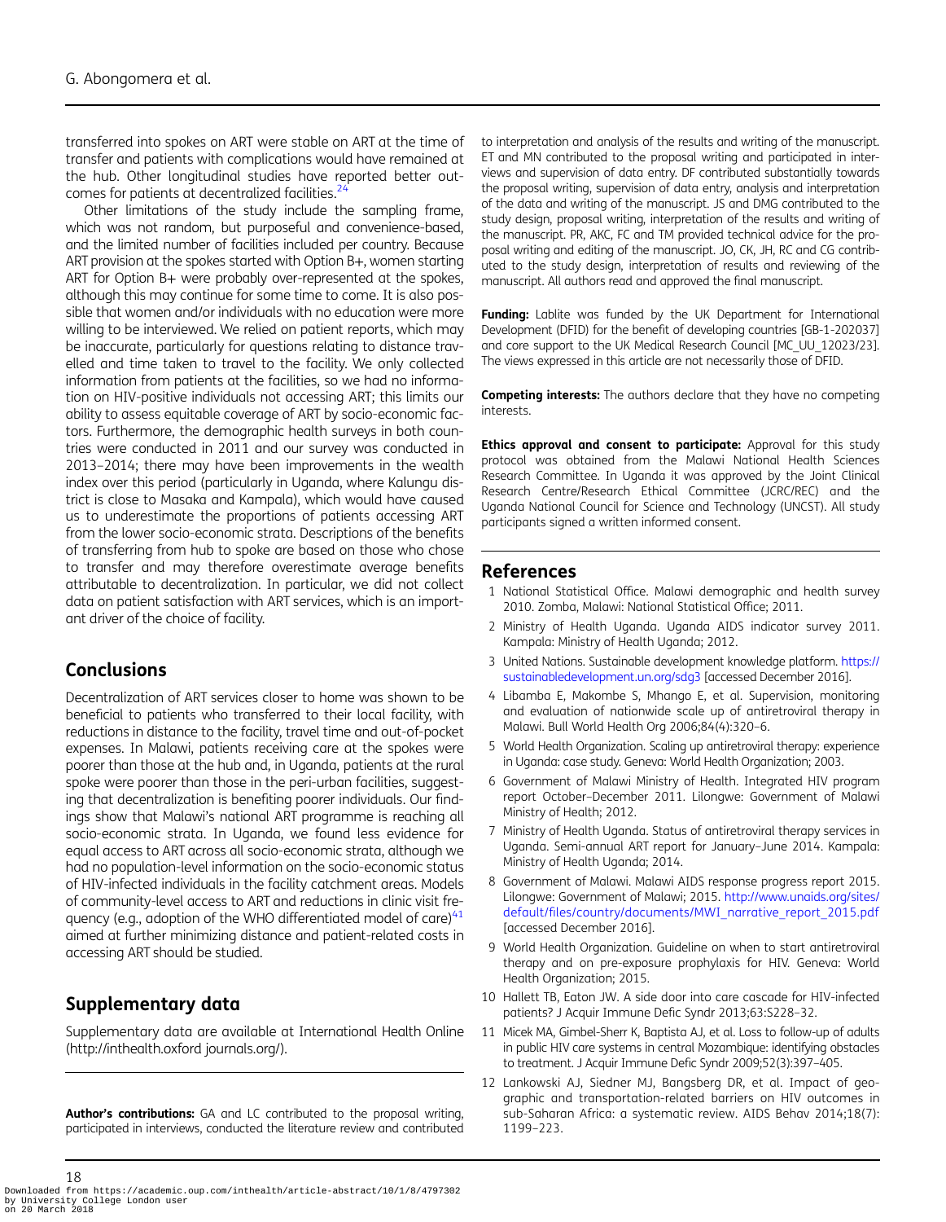transferred into spokes on ART were stable on ART at the time of transfer and patients with complications would have remained at the hub. Other longitudinal studies have reported better outcomes for patients at decentralized facilities.[24]

Other limitations of the study include the sampling frame, which was not random, but purposeful and convenience-based, and the limited number of facilities included per country. Because ART provision at the spokes started with Option B+, women starting ART for Option B+ were probably over-represented at the spokes, although this may continue for some time to come. It is also possible that women and/or individuals with no education were more willing to be interviewed. We relied on patient reports, which may be inaccurate, particularly for questions relating to distance travelled and time taken to travel to the facility. We only collected information from patients at the facilities, so we had no information on HIV-positive individuals not accessing ART; this limits our ability to assess equitable coverage of ART by socio-economic factors. Furthermore, the demographic health surveys in both countries were conducted in 2011 and our survey was conducted in 2013–2014; there may have been improvements in the wealth index over this period (particularly in Uganda, where Kalungu district is close to Masaka and Kampala), which would have caused us to underestimate the proportions of patients accessing ART from the lower socio-economic strata. Descriptions of the benefits of transferring from hub to spoke are based on those who chose to transfer and may therefore overestimate average benefits attributable to decentralization. In particular, we did not collect data on patient satisfaction with ART services, which is an important driver of the choice of facility.

## Conclusions

Decentralization of ART services closer to home was shown to be beneficial to patients who transferred to their local facility, with reductions in distance to the facility, travel time and out-of-pocket expenses. In Malawi, patients receiving care at the spokes were poorer than those at the hub and, in Uganda, patients at the rural spoke were poorer than those in the peri-urban facilities, suggesting that decentralization is benefiting poorer individuals. Our findings show that Malawi's national ART programme is reaching all socio-economic strata. In Uganda, we found less evidence for equal access to ART across all socio-economic strata, although we had no population-level information on the socio-economic status of HIV-infected individuals in the facility catchment areas. Models of community-level access to ART and reductions in clinic visit frequency (e.g., adoption of the WHO differentiated model of care)[41] aimed at further minimizing distance and patient-related costs in accessing ART should be studied.

## Supplementary data

Supplementary data are available at International Health Online (http://inthealth.oxford journals.org/).

**Author's contributions:** GA and LC contributed to the proposal writing, participated in interviews, conducted the literature review and contributed to interpretation and analysis of the results and writing of the manuscript. ET and MN contributed to the proposal writing and participated in interviews and supervision of data entry. DF contributed substantially towards the proposal writing, supervision of data entry, analysis and interpretation of the data and writing of the manuscript. JS and DMG contributed to the study design, proposal writing, interpretation of the results and writing of the manuscript. PR, AKC, FC and TM provided technical advice for the proposal writing and editing of the manuscript. JO, CK, JH, RC and CG contributed to the study design, interpretation of results and reviewing of the manuscript. All authors read and approved the final manuscript.

**Funding:** Lablite was funded by the UK Department for International Development (DFID) for the benefit of developing countries [GB-1-202037] and core support to the UK Medical Research Council [MC_UU_12023/23]. The views expressed in this article are not necessarily those of DFID.

**Competing interests:** The authors declare that they have no competing interests.

**Ethics approval and consent to participate:** Approval for this study protocol was obtained from the Malawi National Health Sciences Research Committee. In Uganda it was approved by the Joint Clinical Research Centre/Research Ethical Committee (JCRC/REC) and the Uganda National Council for Science and Technology (UNCST). All study participants signed a written informed consent.

## References

1. National Statistical Office. Malawi demographic and health survey 2010. Zomba, Malawi: National Statistical Office; 2011.
2. Ministry of Health Uganda. Uganda AIDS indicator survey 2011. Kampala: Ministry of Health Uganda; 2012.
3. United Nations. Sustainable development knowledge platform. https://sustainabledevelopment.un.org/sdg3 [accessed December 2016].
4. Libamba E, Makombe S, Mhango E, et al. Supervision, monitoring and evaluation of nationwide scale up of antiretroviral therapy in Malawi. Bull World Health Org 2006;84(4):320–6.
5. World Health Organization. Scaling up antiretroviral therapy: experience in Uganda: case study. Geneva: World Health Organization; 2003.
6. Government of Malawi Ministry of Health. Integrated HIV program report October–December 2011. Lilongwe: Government of Malawi Ministry of Health; 2012.
7. Ministry of Health Uganda. Status of antiretroviral therapy services in Uganda. Semi-annual ART report for January–June 2014. Kampala: Ministry of Health Uganda; 2014.
8. Government of Malawi. Malawi AIDS response progress report 2015. Lilongwe: Government of Malawi; 2015. http://www.unaids.org/sites/default/files/country/documents/MWI_narrative_report_2015.pdf [accessed December 2016].
9. World Health Organization. Guideline on when to start antiretroviral therapy and on pre-exposure prophylaxis for HIV. Geneva: World Health Organization; 2015.
10. Hallett TB, Eaton JW. A side door into care cascade for HIV-infected patients? J Acquir Immune Defic Syndr 2013;63:S228–32.
11. Micek MA, Gimbel-Sherr K, Baptista AJ, et al. Loss to follow-up of adults in public HIV care systems in central Mozambique: identifying obstacles to treatment. J Acquir Immune Defic Syndr 2009;52(3):397–405.
12. Lankowski AJ, Siedner MJ, Bangsberg DR, et al. Impact of geographic and transportation-related barriers on HIV outcomes in sub-Saharan Africa: a systematic review. AIDS Behav 2014;18(7): 1199–223.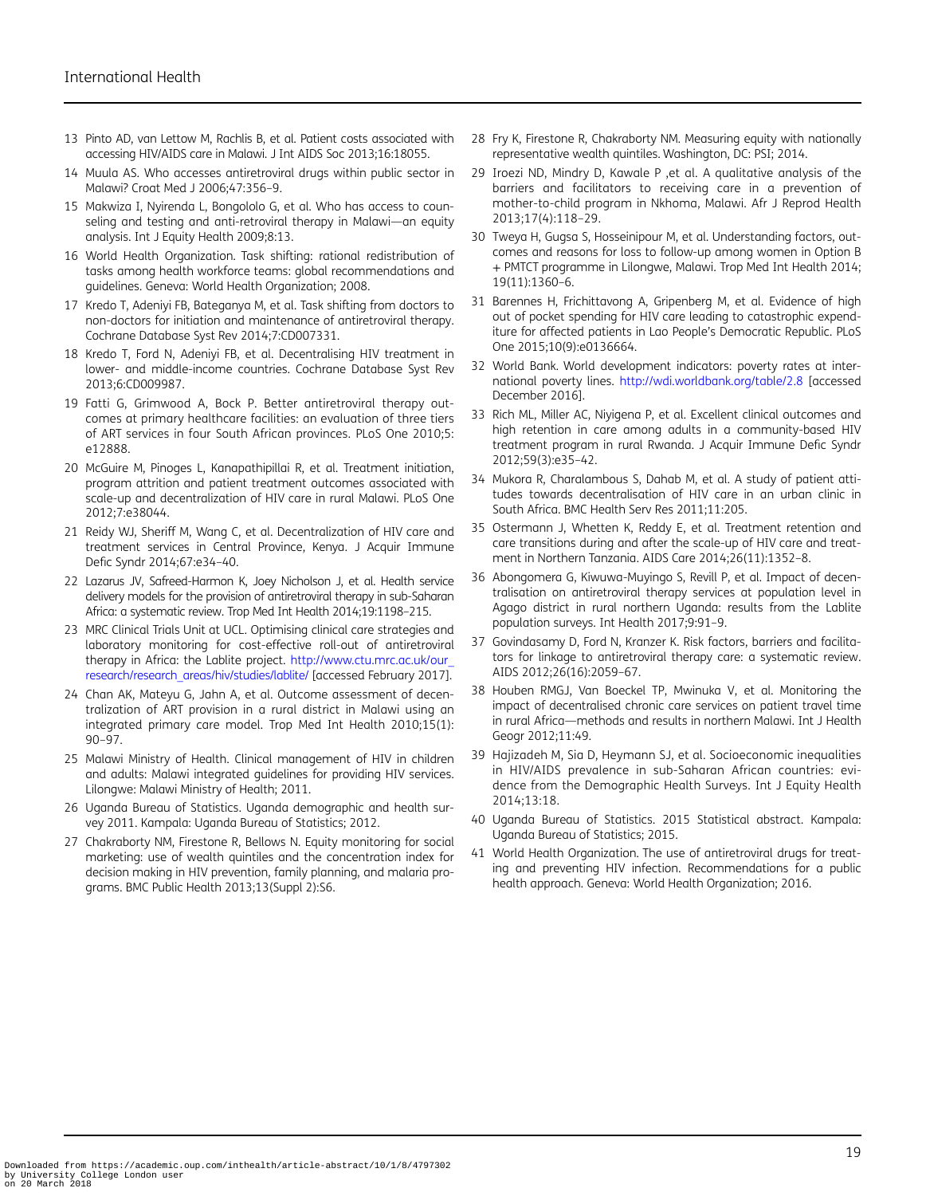13 Pinto AD, van Lettow M, Rachlis B, et al. Patient costs associated with accessing HIV/AIDS care in Malawi. J Int AIDS Soc 2013;16:18055.

14 Muula AS. Who accesses antiretroviral drugs within public sector in Malawi? Croat Med J 2006;47:356–9.

15 Makwiza I, Nyirenda L, Bongololo G, et al. Who has access to counseling and testing and anti-retroviral therapy in Malawi—an equity analysis. Int J Equity Health 2009;8:13.

16 World Health Organization. Task shifting: rational redistribution of tasks among health workforce teams: global recommendations and guidelines. Geneva: World Health Organization; 2008.

17 Kredo T, Adeniyi FB, Bateganya M, et al. Task shifting from doctors to non-doctors for initiation and maintenance of antiretroviral therapy. Cochrane Database Syst Rev 2014;7:CD007331.

18 Kredo T, Ford N, Adeniyi FB, et al. Decentralising HIV treatment in lower- and middle-income countries. Cochrane Database Syst Rev 2013;6:CD009987.

19 Fatti G, Grimwood A, Bock P. Better antiretroviral therapy outcomes at primary healthcare facilities: an evaluation of three tiers of ART services in four South African provinces. PLoS One 2010;5:e12888.

20 McGuire M, Pinoges L, Kanapathipillai R, et al. Treatment initiation, program attrition and patient treatment outcomes associated with scale-up and decentralization of HIV care in rural Malawi. PLoS One 2012;7:e38044.

21 Reidy WJ, Sheriff M, Wang C, et al. Decentralization of HIV care and treatment services in Central Province, Kenya. J Acquir Immune Defic Syndr 2014;67:e34–40.

22 Lazarus JV, Safreed-Harmon K, Joey Nicholson J, et al. Health service delivery models for the provision of antiretroviral therapy in sub-Saharan Africa: a systematic review. Trop Med Int Health 2014;19:1198–215.

23 MRC Clinical Trials Unit at UCL. Optimising clinical care strategies and laboratory monitoring for cost-effective roll-out of antiretroviral therapy in Africa: the Lablite project. http://www.ctu.mrc.ac.uk/our_research/research_areas/hiv/studies/lablite/ [accessed February 2017].

24 Chan AK, Mateyu G, Jahn A, et al. Outcome assessment of decentralization of ART provision in a rural district in Malawi using an integrated primary care model. Trop Med Int Health 2010;15(1):90–97.

25 Malawi Ministry of Health. Clinical management of HIV in children and adults: Malawi integrated guidelines for providing HIV services. Lilongwe: Malawi Ministry of Health; 2011.

26 Uganda Bureau of Statistics. Uganda demographic and health survey 2011. Kampala: Uganda Bureau of Statistics; 2012.

27 Chakraborty NM, Firestone R, Bellows N. Equity monitoring for social marketing: use of wealth quintiles and the concentration index for decision making in HIV prevention, family planning, and malaria programs. BMC Public Health 2013;13(Suppl 2):S6.

28 Fry K, Firestone R, Chakraborty NM. Measuring equity with nationally representative wealth quintiles. Washington, DC: PSI; 2014.

29 Iroezi ND, Mindry D, Kawale P ,et al. A qualitative analysis of the barriers and facilitators to receiving care in a prevention of mother-to-child program in Nkhoma, Malawi. Afr J Reprod Health 2013;17(4):118–29.

30 Tweya H, Gugsa S, Hosseinipour M, et al. Understanding factors, outcomes and reasons for loss to follow-up among women in Option B + PMTCT programme in Lilongwe, Malawi. Trop Med Int Health 2014;19(11):1360–6.

31 Barennes H, Frichittavong A, Gripenberg M, et al. Evidence of high out of pocket spending for HIV care leading to catastrophic expenditure for affected patients in Lao People's Democratic Republic. PLoS One 2015;10(9):e0136664.

32 World Bank. World development indicators: poverty rates at international poverty lines. http://wdi.worldbank.org/table/2.8 [accessed December 2016].

33 Rich ML, Miller AC, Niyigena P, et al. Excellent clinical outcomes and high retention in care among adults in a community-based HIV treatment program in rural Rwanda. J Acquir Immune Defic Syndr 2012;59(3):e35–42.

34 Mukora R, Charalambous S, Dahab M, et al. A study of patient attitudes towards decentralisation of HIV care in an urban clinic in South Africa. BMC Health Serv Res 2011;11:205.

35 Ostermann J, Whetten K, Reddy E, et al. Treatment retention and care transitions during and after the scale-up of HIV care and treatment in Northern Tanzania. AIDS Care 2014;26(11):1352–8.

36 Abongomera G, Kiwuwa-Muyingo S, Revill P, et al. Impact of decentralisation on antiretroviral therapy services at population level in Agago district in rural northern Uganda: results from the Lablite population surveys. Int Health 2017;9:91–9.

37 Govindasamy D, Ford N, Kranzer K. Risk factors, barriers and facilitators for linkage to antiretroviral therapy care: a systematic review. AIDS 2012;26(16):2059–67.

38 Houben RMGJ, Van Boeckel TP, Mwinuka V, et al. Monitoring the impact of decentralised chronic care services on patient travel time in rural Africa—methods and results in northern Malawi. Int J Health Geogr 2012;11:49.

39 Hajizadeh M, Sia D, Heymann SJ, et al. Socioeconomic inequalities in HIV/AIDS prevalence in sub-Saharan African countries: evidence from the Demographic Health Surveys. Int J Equity Health 2014;13:18.

40 Uganda Bureau of Statistics. 2015 Statistical abstract. Kampala: Uganda Bureau of Statistics; 2015.

41 World Health Organization. The use of antiretroviral drugs for treating and preventing HIV infection. Recommendations for a public health approach. Geneva: World Health Organization; 2016.